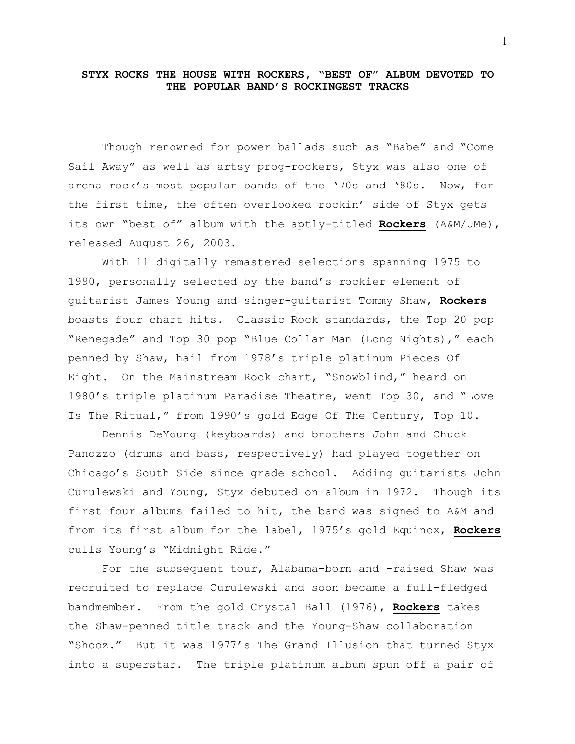# STYX ROCKS THE HOUSE WITH ROCKERS, "BEST OF" ALBUM DEVOTED TO THE POPULAR BAND'S ROCKINGEST TRACKS

Though renowned for power ballads such as "Babe" and "Come Sail Away" as well as artsy prog-rockers, Styx was also one of arena rock's most popular bands of the '70s and '80s. Now, for the first time, the often overlooked rockin' side of Styx gets its own "best of" album with the aptly-titled **Rockers** (A&M/UMe), released August 26, 2003.

With 11 digitally remastered selections spanning 1975 to 1990, personally selected by the band's rockier element of guitarist James Young and singer-guitarist Tommy Shaw, **Rockers** boasts four chart hits. Classic Rock standards, the Top 20 pop "Renegade" and Top 30 pop "Blue Collar Man (Long Nights)," each penned by Shaw, hail from 1978's triple platinum Pieces Of Eight. On the Mainstream Rock chart, "Snowblind," heard on 1980's triple platinum Paradise Theatre, went Top 30, and "Love Is The Ritual," from 1990's gold Edge Of The Century, Top 10.

Dennis DeYoung (keyboards) and brothers John and Chuck Panozzo (drums and bass, respectively) had played together on Chicago's South Side since grade school. Adding guitarists John Curulewski and Young, Styx debuted on album in 1972. Though its first four albums failed to hit, the band was signed to A&M and from its first album for the label, 1975's gold Equinox, **Rockers** culls Young's "Midnight Ride."

For the subsequent tour, Alabama-born and -raised Shaw was recruited to replace Curulewski and soon became a full-fledged bandmember. From the gold Crystal Ball (1976), **Rockers** takes the Shaw-penned title track and the Young-Shaw collaboration "Shooz." But it was 1977's The Grand Illusion that turned Styx into a superstar. The triple platinum album spun off a pair of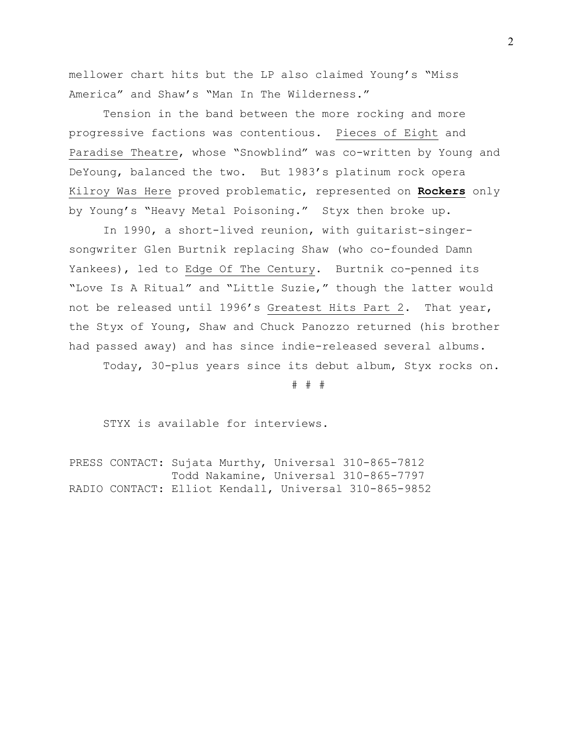mellower chart hits but the LP also claimed Young's "Miss America" and Shaw's "Man In The Wilderness."

Tension in the band between the more rocking and more progressive factions was contentious. Pieces of Eight and Paradise Theatre, whose "Snowblind" was co-written by Young and DeYoung, balanced the two. But 1983's platinum rock opera Kilroy Was Here proved problematic, represented on **Rockers** only by Young's "Heavy Metal Poisoning." Styx then broke up.

In 1990, a short-lived reunion, with guitarist-singer-songwriter Glen Burtnik replacing Shaw (who co-founded Damn Yankees), led to Edge Of The Century. Burtnik co-penned its "Love Is A Ritual" and "Little Suzie," though the latter would not be released until 1996's Greatest Hits Part 2. That year, the Styx of Young, Shaw and Chuck Panozzo returned (his brother had passed away) and has since indie-released several albums.

Today, 30-plus years since its debut album, Styx rocks on.

# # #

STYX is available for interviews.

PRESS CONTACT: Sujata Murthy, Universal 310-865-7812
Todd Nakamine, Universal 310-865-7797
RADIO CONTACT: Elliot Kendall, Universal 310-865-9852